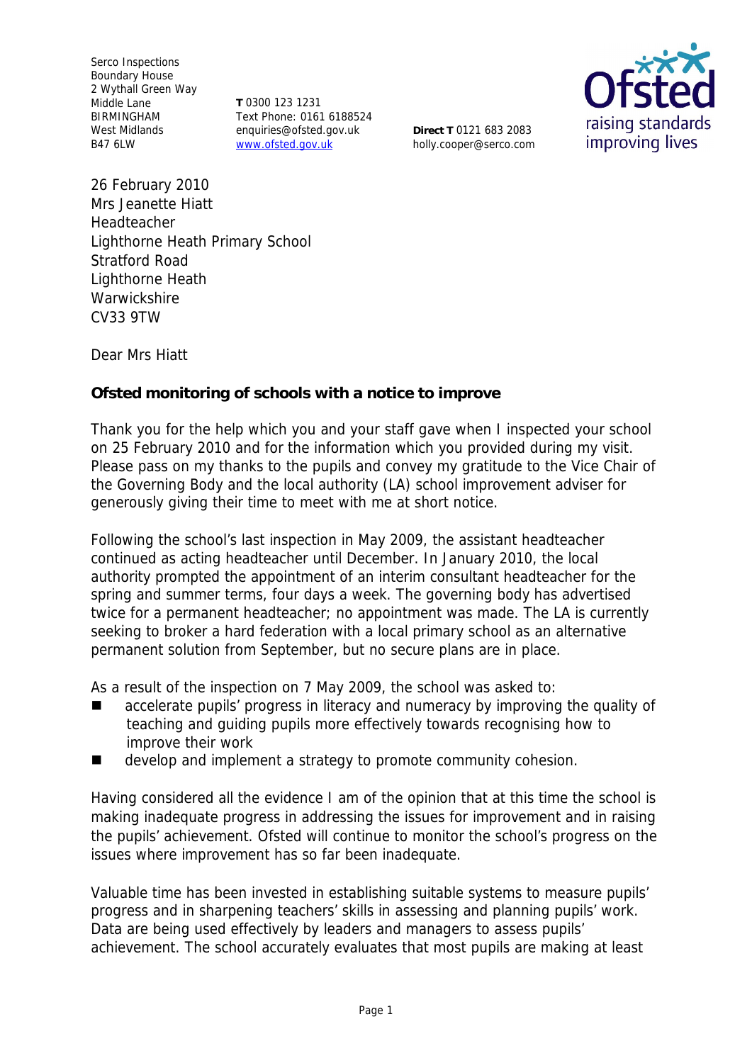Serco Inspections
Boundary House
2 Wythall Green Way
Middle Lane
BIRMINGHAM
West Midlands
B47 6LW

**T** 0300 123 1231
Text Phone: 0161 6188524
enquiries@ofsted.gov.uk
www.ofsted.gov.uk

**Direct T** 0121 683 2083
holly.cooper@serco.com

26 February 2010
Mrs Jeanette Hiatt
Headteacher
Lighthorne Heath Primary School
Stratford Road
Lighthorne Heath
Warwickshire
CV33 9TW

Dear Mrs Hiatt

**Ofsted monitoring of schools with a notice to improve**

Thank you for the help which you and your staff gave when I inspected your school on 25 February 2010 and for the information which you provided during my visit. Please pass on my thanks to the pupils and convey my gratitude to the Vice Chair of the Governing Body and the local authority (LA) school improvement adviser for generously giving their time to meet with me at short notice.

Following the school's last inspection in May 2009, the assistant headteacher continued as acting headteacher until December. In January 2010, the local authority prompted the appointment of an interim consultant headteacher for the spring and summer terms, four days a week. The governing body has advertised twice for a permanent headteacher; no appointment was made. The LA is currently seeking to broker a hard federation with a local primary school as an alternative permanent solution from September, but no secure plans are in place.

As a result of the inspection on 7 May 2009, the school was asked to:

- accelerate pupils' progress in literacy and numeracy by improving the quality of teaching and guiding pupils more effectively towards recognising how to improve their work
- develop and implement a strategy to promote community cohesion.

Having considered all the evidence I am of the opinion that at this time the school is making inadequate progress in addressing the issues for improvement and in raising the pupils' achievement. Ofsted will continue to monitor the school's progress on the issues where improvement has so far been inadequate.

Valuable time has been invested in establishing suitable systems to measure pupils' progress and in sharpening teachers' skills in assessing and planning pupils' work. Data are being used effectively by leaders and managers to assess pupils' achievement. The school accurately evaluates that most pupils are making at least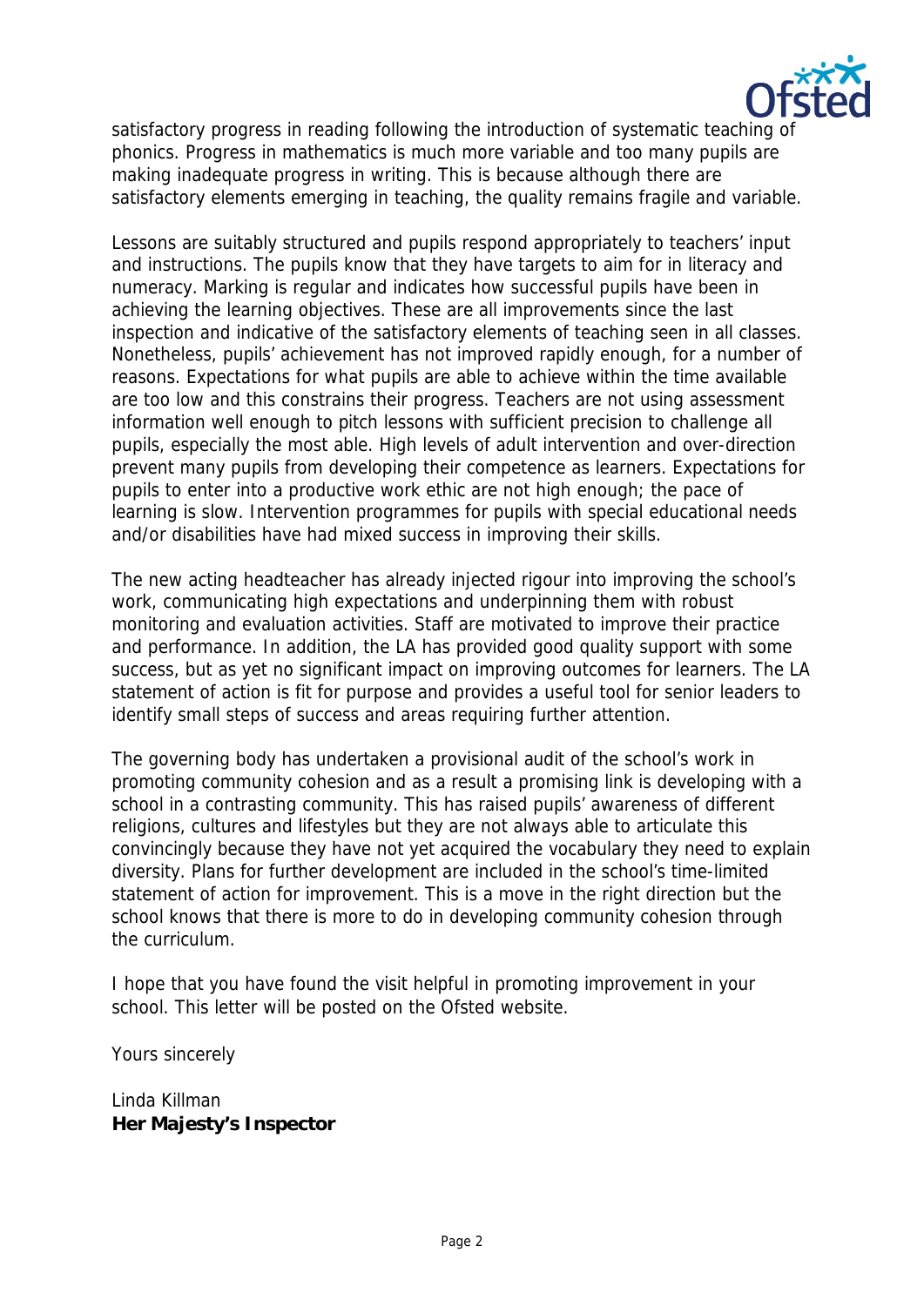satisfactory progress in reading following the introduction of systematic teaching of phonics. Progress in mathematics is much more variable and too many pupils are making inadequate progress in writing. This is because although there are satisfactory elements emerging in teaching, the quality remains fragile and variable.

Lessons are suitably structured and pupils respond appropriately to teachers' input and instructions. The pupils know that they have targets to aim for in literacy and numeracy. Marking is regular and indicates how successful pupils have been in achieving the learning objectives. These are all improvements since the last inspection and indicative of the satisfactory elements of teaching seen in all classes. Nonetheless, pupils' achievement has not improved rapidly enough, for a number of reasons. Expectations for what pupils are able to achieve within the time available are too low and this constrains their progress. Teachers are not using assessment information well enough to pitch lessons with sufficient precision to challenge all pupils, especially the most able. High levels of adult intervention and over-direction prevent many pupils from developing their competence as learners. Expectations for pupils to enter into a productive work ethic are not high enough; the pace of learning is slow. Intervention programmes for pupils with special educational needs and/or disabilities have had mixed success in improving their skills.

The new acting headteacher has already injected rigour into improving the school's work, communicating high expectations and underpinning them with robust monitoring and evaluation activities. Staff are motivated to improve their practice and performance. In addition, the LA has provided good quality support with some success, but as yet no significant impact on improving outcomes for learners. The LA statement of action is fit for purpose and provides a useful tool for senior leaders to identify small steps of success and areas requiring further attention.

The governing body has undertaken a provisional audit of the school's work in promoting community cohesion and as a result a promising link is developing with a school in a contrasting community. This has raised pupils' awareness of different religions, cultures and lifestyles but they are not always able to articulate this convincingly because they have not yet acquired the vocabulary they need to explain diversity. Plans for further development are included in the school's time-limited statement of action for improvement. This is a move in the right direction but the school knows that there is more to do in developing community cohesion through the curriculum.

I hope that you have found the visit helpful in promoting improvement in your school. This letter will be posted on the Ofsted website.

Yours sincerely

Linda Killman
**Her Majesty's Inspector**